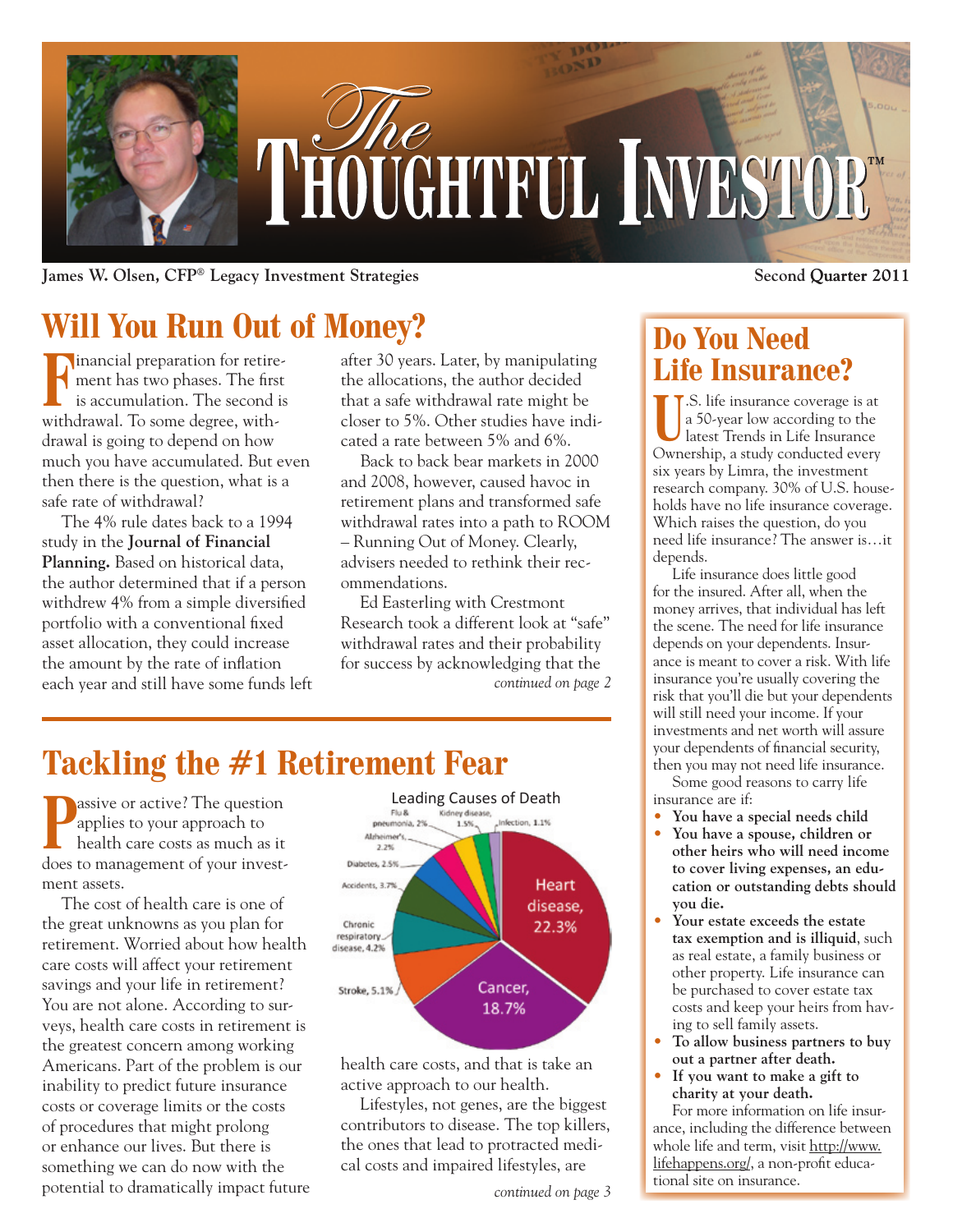# The Thoughtful Investor™

James W. Olsen, CFP® Legacy Investment Strategies

Second Quarter 2011

## Will You Run Out of Money?

Financial preparation for retirement has two phases. The first is accumulation. The second is withdrawal. To some degree, withdrawal is going to depend on how much you have accumulated. But even then there is the question, what is a safe rate of withdrawal?

The 4% rule dates back to a 1994 study in the **Journal of Financial Planning.** Based on historical data, the author determined that if a person withdrew 4% from a simple diversified portfolio with a conventional fixed asset allocation, they could increase the amount by the rate of inflation each year and still have some funds left after 30 years. Later, by manipulating the allocations, the author decided that a safe withdrawal rate might be closer to 5%. Other studies have indicated a rate between 5% and 6%.

Back to back bear markets in 2000 and 2008, however, caused havoc in retirement plans and transformed safe withdrawal rates into a path to ROOM – Running Out of Money. Clearly, advisers needed to rethink their recommendations.

Ed Easterling with Crestmont Research took a different look at "safe" withdrawal rates and their probability for success by acknowledging that the

*continued on page 2*

## Tackling the #1 Retirement Fear

Passive or active? The question applies to your approach to health care costs as much as it does to management of your investment assets.

The cost of health care is one of the great unknowns as you plan for retirement. Worried about how health care costs will affect your retirement savings and your life in retirement? You are not alone. According to surveys, health care costs in retirement is the greatest concern among working Americans. Part of the problem is our inability to predict future insurance costs or coverage limits or the costs of procedures that might prolong or enhance our lives. But there is something we can do now with the potential to dramatically impact future health care costs, and that is take an active approach to our health.

Leading Causes of Death

| Cause | Percent |
|---|---|
| Heart disease | 22.3% |
| Cancer | 18.7% |
| Stroke | 5.1% |
| Chronic respiratory disease | 4.2% |
| Accidents | 3.7% |
| Diabetes | 2.5% |
| Alzheimer's | 2.2% |
| Flu & pneumonia | 2% |
| Kidney disease | 1.5% |
| Infection | 1.1% |

Lifestyles, not genes, are the biggest contributors to disease. The top killers, the ones that lead to protracted medical costs and impaired lifestyles, are

*continued on page 3*

## Do You Need Life Insurance?

U.S. life insurance coverage is at a 50-year low according to the latest Trends in Life Insurance Ownership, a study conducted every six years by Limra, the investment research company. 30% of U.S. households have no life insurance coverage. Which raises the question, do you need life insurance? The answer is…it depends.

Life insurance does little good for the insured. After all, when the money arrives, that individual has left the scene. The need for life insurance depends on your dependents. Insurance is meant to cover a risk. With life insurance you're usually covering the risk that you'll die but your dependents will still need your income. If your investments and net worth will assure your dependents of financial security, then you may not need life insurance.

Some good reasons to carry life insurance are if:

- **You have a special needs child**
- **You have a spouse, children or other heirs who will need income to cover living expenses, an education or outstanding debts should you die.**
- **Your estate exceeds the estate tax exemption and is illiquid**, such as real estate, a family business or other property. Life insurance can be purchased to cover estate tax costs and keep your heirs from having to sell family assets.
- **To allow business partners to buy out a partner after death.**
- **If you want to make a gift to charity at your death.**

For more information on life insurance, including the difference between whole life and term, visit http://www.lifehappens.org/, a non-profit educational site on insurance.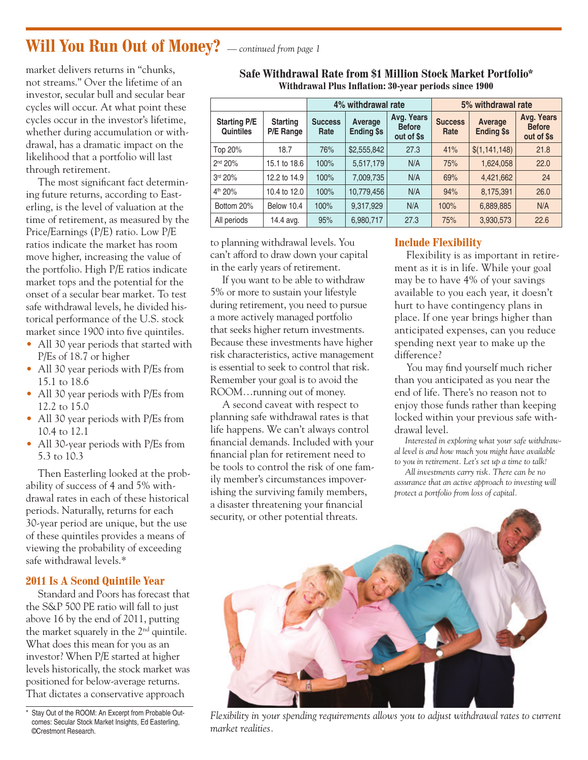## Will You Run Out of Money? *— continued from page 1*

market delivers returns in "chunks, not streams." Over the lifetime of an investor, secular bull and secular bear cycles will occur. At what point these cycles occur in the investor's lifetime, whether during accumulation or withdrawal, has a dramatic impact on the likelihood that a portfolio will last through retirement.

The most significant fact determining future returns, according to Easterling, is the level of valuation at the time of retirement, as measured by the Price/Earnings (P/E) ratio. Low P/E ratios indicate the market has room move higher, increasing the value of the portfolio. High P/E ratios indicate market tops and the potential for the onset of a secular bear market. To test safe withdrawal levels, he divided historical performance of the U.S. stock market since 1900 into five quintiles.

- All 30 year periods that started with P/Es of 18.7 or higher
- All 30 year periods with P/Es from 15.1 to 18.6
- All 30 year periods with P/Es from 12.2 to 15.0
- All 30 year periods with P/Es from 10.4 to 12.1
- All 30-year periods with P/Es from 5.3 to 10.3

Then Easterling looked at the probability of success of 4 and 5% withdrawal rates in each of these historical periods. Naturally, returns for each 30-year period are unique, but the use of these quintiles provides a means of viewing the probability of exceeding safe withdrawal levels.*

### 2011 Is A Scond Quintile Year

Standard and Poors has forecast that the S&P 500 PE ratio will fall to just above 16 by the end of 2011, putting the market squarely in the 2nd quintile. What does this mean for you as an investor? When P/E started at higher levels historically, the stock market was positioned for below-average returns. That dictates a conservative approach to planning withdrawal levels. You can't afford to draw down your capital in the early years of retirement.

**Safe Withdrawal Rate from $1 Million Stock Market Portfolio***
**Withdrawal Plus Inflation: 30-year periods since 1900**

| | | 4% withdrawal rate | | | 5% withdrawal rate | | |
|---|---|---|---|---|---|---|---|
| Starting P/E Quintiles | Starting P/E Range | Success Rate | Average Ending $s | Avg. Years Before out of $s | Success Rate | Average Ending $s | Avg. Years Before out of $s |
| Top 20% | 18.7 | 76% | $2,555,842 | 27.3 | 41% | $(1,141,148) | 21.8 |
| 2nd 20% | 15.1 to 18.6 | 100% | 5,517,179 | N/A | 75% | 1,624,058 | 22.0 |
| 3rd 20% | 12.2 to 14.9 | 100% | 7,009,735 | N/A | 69% | 4,421,662 | 24 |
| 4th 20% | 10.4 to 12.0 | 100% | 10,779,456 | N/A | 94% | 8,175,391 | 26.0 |
| Bottom 20% | Below 10.4 | 100% | 9,317,929 | N/A | 100% | 6,889,885 | N/A |
| All periods | 14.4 avg. | 95% | 6,980,717 | 27.3 | 75% | 3,930,573 | 22.6 |

If you want to be able to withdraw 5% or more to sustain your lifestyle during retirement, you need to pursue a more actively managed portfolio that seeks higher return investments. Because these investments have higher risk characteristics, active management is essential to seek to control that risk. Remember your goal is to avoid the ROOM…running out of money.

A second caveat with respect to planning safe withdrawal rates is that life happens. We can't always control financial demands. Included with your financial plan for retirement need to be tools to control the risk of one family member's circumstances impoverishing the surviving family members, a disaster threatening your financial security, or other potential threats.

### Include Flexibility

Flexibility is as important in retirement as it is in life. While your goal may be to have 4% of your savings available to you each year, it doesn't hurt to have contingency plans in place. If one year brings higher than anticipated expenses, can you reduce spending next year to make up the difference?

You may find yourself much richer than you anticipated as you near the end of life. There's no reason not to enjoy those funds rather than keeping locked within your previous safe withdrawal level.

*Interested in exploring what your safe withdrawal level is and how much you might have available to you in retirement. Let's set up a time to talk!*

*All investments carry risk. There can be no assurance that an active approach to investing will protect a portfolio from loss of capital.*

*Flexibility in your spending requirements allows you to adjust withdrawal rates to current market realities.*

\* Stay Out of the ROOM: An Excerpt from Probable Outcomes: Secular Stock Market Insights, Ed Easterling, ©Crestmont Research.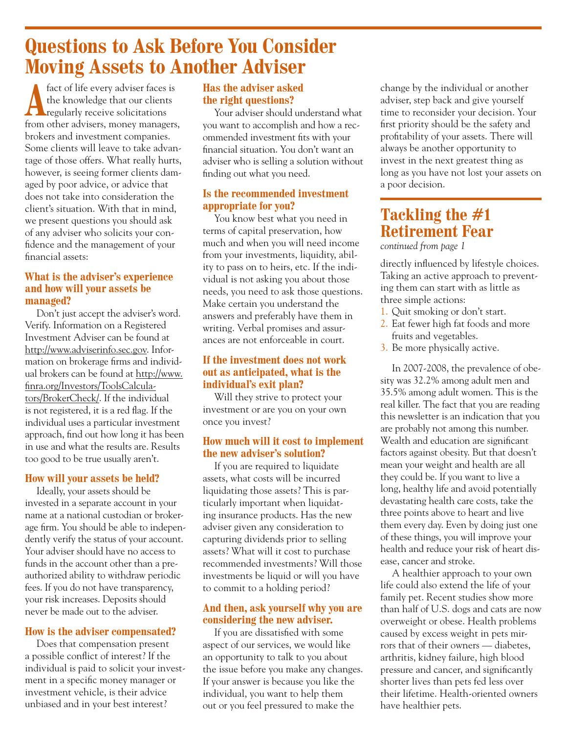# Questions to Ask Before You Consider Moving Assets to Another Adviser

A fact of life every adviser faces is the knowledge that our clients regularly receive solicitations from other advisers, money managers, brokers and investment companies. Some clients will leave to take advantage of those offers. What really hurts, however, is seeing former clients damaged by poor advice, or advice that does not take into consideration the client's situation. With that in mind, we present questions you should ask of any adviser who solicits your confidence and the management of your financial assets:

### What is the adviser's experience and how will your assets be managed?

Don't just accept the adviser's word. Verify. Information on a Registered Investment Adviser can be found at http://www.adviserinfo.sec.gov. Information on brokerage firms and individual brokers can be found at http://www.finra.org/Investors/ToolsCalculators/BrokerCheck/. If the individual is not registered, it is a red flag. If the individual uses a particular investment approach, find out how long it has been in use and what the results are. Results too good to be true usually aren't.

### How will your assets be held?

Ideally, your assets should be invested in a separate account in your name at a national custodian or brokerage firm. You should be able to independently verify the status of your account. Your adviser should have no access to funds in the account other than a preauthorized ability to withdraw periodic fees. If you do not have transparency, your risk increases. Deposits should never be made out to the adviser.

### How is the adviser compensated?

Does that compensation present a possible conflict of interest? If the individual is paid to solicit your investment in a specific money manager or investment vehicle, is their advice unbiased and in your best interest?

### Has the adviser asked the right questions?

Your adviser should understand what you want to accomplish and how a recommended investment fits with your financial situation. You don't want an adviser who is selling a solution without finding out what you need.

### Is the recommended investment appropriate for you?

You know best what you need in terms of capital preservation, how much and when you will need income from your investments, liquidity, ability to pass on to heirs, etc. If the individual is not asking you about those needs, you need to ask those questions. Make certain you understand the answers and preferably have them in writing. Verbal promises and assurances are not enforceable in court.

### If the investment does not work out as anticipated, what is the individual's exit plan?

Will they strive to protect your investment or are you on your own once you invest?

### How much will it cost to implement the new adviser's solution?

If you are required to liquidate assets, what costs will be incurred liquidating those assets? This is particularly important when liquidating insurance products. Has the new adviser given any consideration to capturing dividends prior to selling assets? What will it cost to purchase recommended investments? Will those investments be liquid or will you have to commit to a holding period?

### And then, ask yourself why you are considering the new adviser.

If you are dissatisfied with some aspect of our services, we would like an opportunity to talk to you about the issue before you make any changes. If your answer is because you like the individual, you want to help them out or you feel pressured to make the change by the individual or another adviser, step back and give yourself time to reconsider your decision. Your first priority should be the safety and profitability of your assets. There will always be another opportunity to invest in the next greatest thing as long as you have not lost your assets on a poor decision.

# Tackling the #1 Retirement Fear

*continued from page 1*

directly influenced by lifestyle choices. Taking an active approach to preventing them can start with as little as three simple actions:

1. Quit smoking or don't start.
2. Eat fewer high fat foods and more fruits and vegetables.
3. Be more physically active.

In 2007-2008, the prevalence of obesity was 32.2% among adult men and 35.5% among adult women. This is the real killer. The fact that you are reading this newsletter is an indication that you are probably not among this number. Wealth and education are significant factors against obesity. But that doesn't mean your weight and health are all they could be. If you want to live a long, healthy life and avoid potentially devastating health care costs, take the three points above to heart and live them every day. Even by doing just one of these things, you will improve your health and reduce your risk of heart disease, cancer and stroke.

A healthier approach to your own life could also extend the life of your family pet. Recent studies show more than half of U.S. dogs and cats are now overweight or obese. Health problems caused by excess weight in pets mirrors that of their owners — diabetes, arthritis, kidney failure, high blood pressure and cancer, and significantly shorter lives than pets fed less over their lifetime. Health-oriented owners have healthier pets.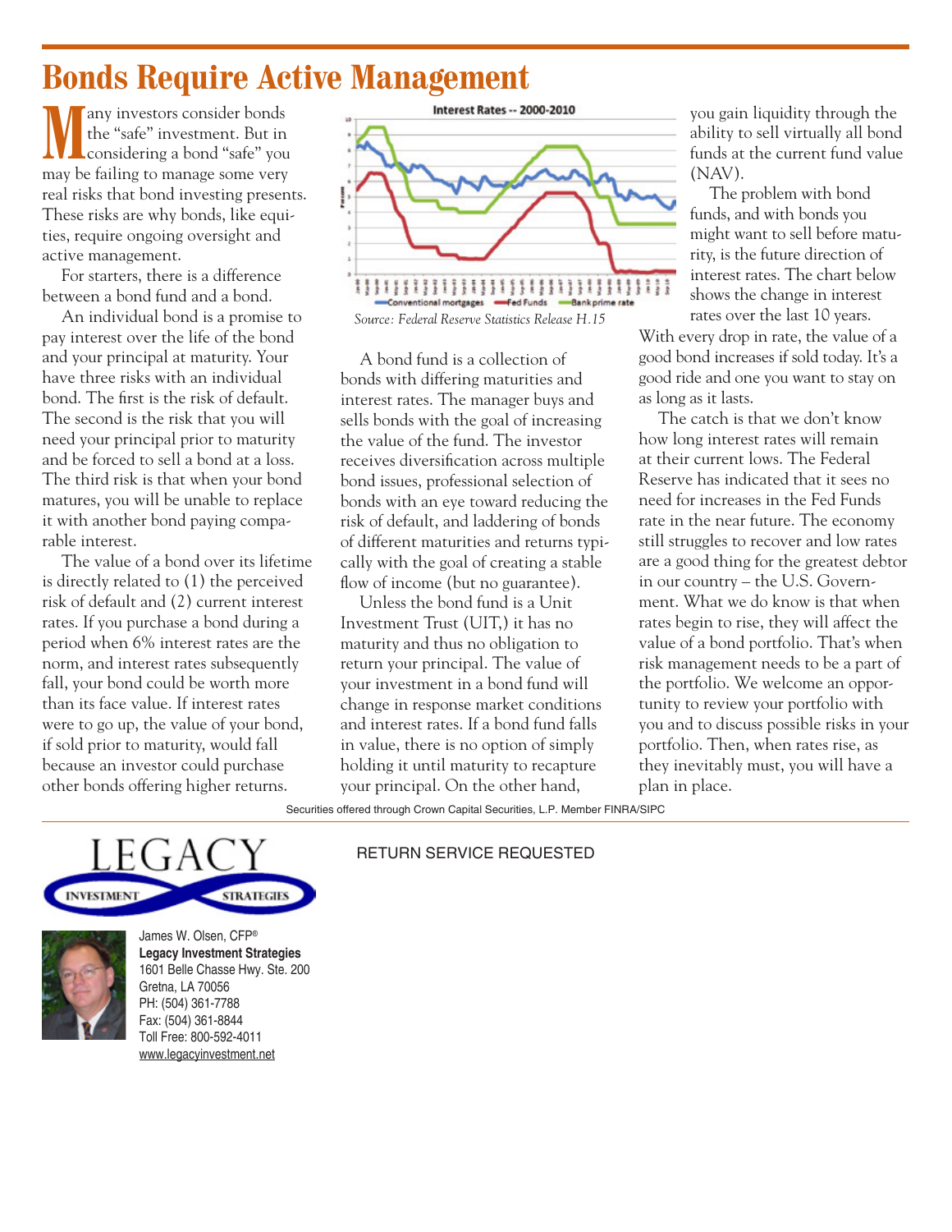# Bonds Require Active Management

Many investors consider bonds the "safe" investment. But in considering a bond "safe" you may be failing to manage some very real risks that bond investing presents. These risks are why bonds, like equities, require ongoing oversight and active management.

For starters, there is a difference between a bond fund and a bond.

An individual bond is a promise to pay interest over the life of the bond and your principal at maturity. Your have three risks with an individual bond. The first is the risk of default. The second is the risk that you will need your principal prior to maturity and be forced to sell a bond at a loss. The third risk is that when your bond matures, you will be unable to replace it with another bond paying comparable interest.

The value of a bond over its lifetime is directly related to (1) the perceived risk of default and (2) current interest rates. If you purchase a bond during a period when 6% interest rates are the norm, and interest rates subsequently fall, your bond could be worth more than its face value. If interest rates were to go up, the value of your bond, if sold prior to maturity, would fall because an investor could purchase other bonds offering higher returns.

Interest Rates -- 2000-2010

Percent

Conventional mortgages — Fed Funds — Bank prime rate

*Source: Federal Reserve Statistics Release H.15*

A bond fund is a collection of bonds with differing maturities and interest rates. The manager buys and sells bonds with the goal of increasing the value of the fund. The investor receives diversification across multiple bond issues, professional selection of bonds with an eye toward reducing the risk of default, and laddering of bonds of different maturities and returns typically with the goal of creating a stable flow of income (but no guarantee).

Unless the bond fund is a Unit Investment Trust (UIT,) it has no maturity and thus no obligation to return your principal. The value of your investment in a bond fund will change in response market conditions and interest rates. If a bond fund falls in value, there is no option of simply holding it until maturity to recapture your principal. On the other hand, you gain liquidity through the ability to sell virtually all bond funds at the current fund value (NAV).

The problem with bond funds, and with bonds you might want to sell before maturity, is the future direction of interest rates. The chart below shows the change in interest rates over the last 10 years. With every drop in rate, the value of a good bond increases if sold today. It's a good ride and one you want to stay on as long as it lasts.

The catch is that we don't know how long interest rates will remain at their current lows. The Federal Reserve has indicated that it sees no need for increases in the Fed Funds rate in the near future. The economy still struggles to recover and low rates are a good thing for the greatest debtor in our country – the U.S. Government. What we do know is that when rates begin to rise, they will affect the value of a bond portfolio. That's when risk management needs to be a part of the portfolio. We welcome an opportunity to review your portfolio with you and to discuss possible risks in your portfolio. Then, when rates rise, as they inevitably must, you will have a plan in place.

Securities offered through Crown Capital Securities, L.P. Member FINRA/SIPC

LEGACY INVESTMENT STRATEGIES

RETURN SERVICE REQUESTED

James W. Olsen, CFP®
**Legacy Investment Strategies**
1601 Belle Chasse Hwy. Ste. 200
Gretna, LA 70056
PH: (504) 361-7788
Fax: (504) 361-8844
Toll Free: 800-592-4011
www.legacyinvestment.net